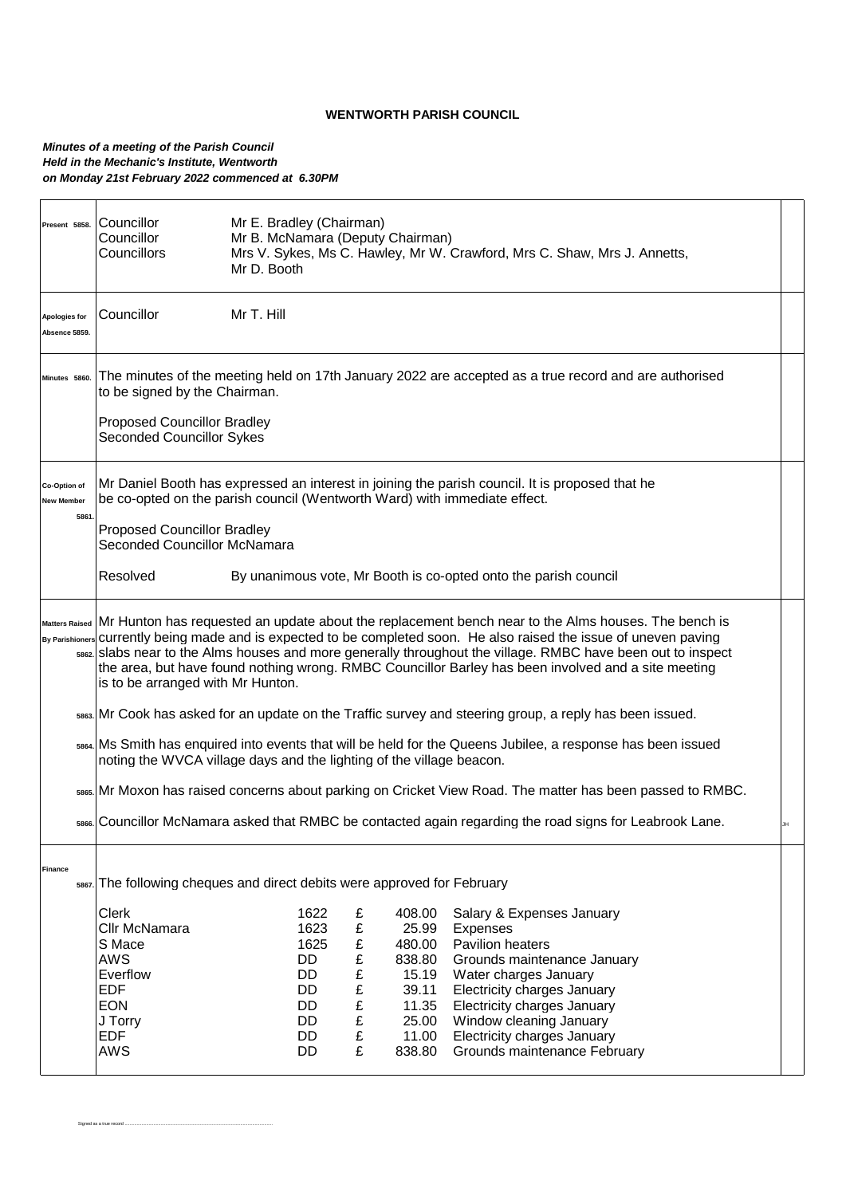**WENTWORTH PARISH COUNCIL**

***Minutes of a meeting of the Parish Council***
***Held in the Mechanic's Institute, Wentworth***
***on Monday 21st February 2022 commenced at 6.30PM***

**Present 5858.**

| | |
|---|---|
| Councillor | Mr E. Bradley (Chairman) |
| Councillor | Mr B. McNamara (Deputy Chairman) |
| Councillors | Mrs V. Sykes, Ms C. Hawley, Mr W. Crawford, Mrs C. Shaw, Mrs J. Annetts, Mr D. Booth |

**Apologies for Absence 5859.**

Councillor Mr T. Hill

**Minutes 5860.**

The minutes of the meeting held on 17th January 2022 are accepted as a true record and are authorised to be signed by the Chairman.

Proposed Councillor Bradley
Seconded Councillor Sykes

**Co-Option of New Member 5861.**

Mr Daniel Booth has expressed an interest in joining the parish council. It is proposed that he be co-opted on the parish council (Wentworth Ward) with immediate effect.

Proposed Councillor Bradley
Seconded Councillor McNamara

Resolved — By unanimous vote, Mr Booth is co-opted onto the parish council

**Matters Raised By Parishioners**

**5862.** Mr Hunton has requested an update about the replacement bench near to the Alms houses. The bench is currently being made and is expected to be completed soon. He also raised the issue of uneven paving slabs near to the Alms houses and more generally throughout the village. RMBC have been out to inspect the area, but have found nothing wrong. RMBC Councillor Barley has been involved and a site meeting is to be arranged with Mr Hunton.

**5863.** Mr Cook has asked for an update on the Traffic survey and steering group, a reply has been issued.

**5864.** Ms Smith has enquired into events that will be held for the Queens Jubilee, a response has been issued noting the WVCA village days and the lighting of the village beacon.

**5865.** Mr Moxon has raised concerns about parking on Cricket View Road. The matter has been passed to RMBC.

**5866.** Councillor McNamara asked that RMBC be contacted again regarding the road signs for Leabrook Lane. JH

**Finance**

**5867.** The following cheques and direct debits were approved for February

| | | | | |
|---|---|---|---|---|
| Clerk | 1622 | £ | 408.00 | Salary & Expenses January |
| Cllr McNamara | 1623 | £ | 25.99 | Expenses |
| S Mace | 1625 | £ | 480.00 | Pavilion heaters |
| AWS | DD | £ | 838.80 | Grounds maintenance January |
| Everflow | DD | £ | 15.19 | Water charges January |
| EDF | DD | £ | 39.11 | Electricity charges January |
| EON | DD | £ | 11.35 | Electricity charges January |
| J Torry | DD | £ | 25.00 | Window cleaning January |
| EDF | DD | £ | 11.00 | Electricity charges January |
| AWS | DD | £ | 838.80 | Grounds maintenance February |

Signed as a true record ...........................................................................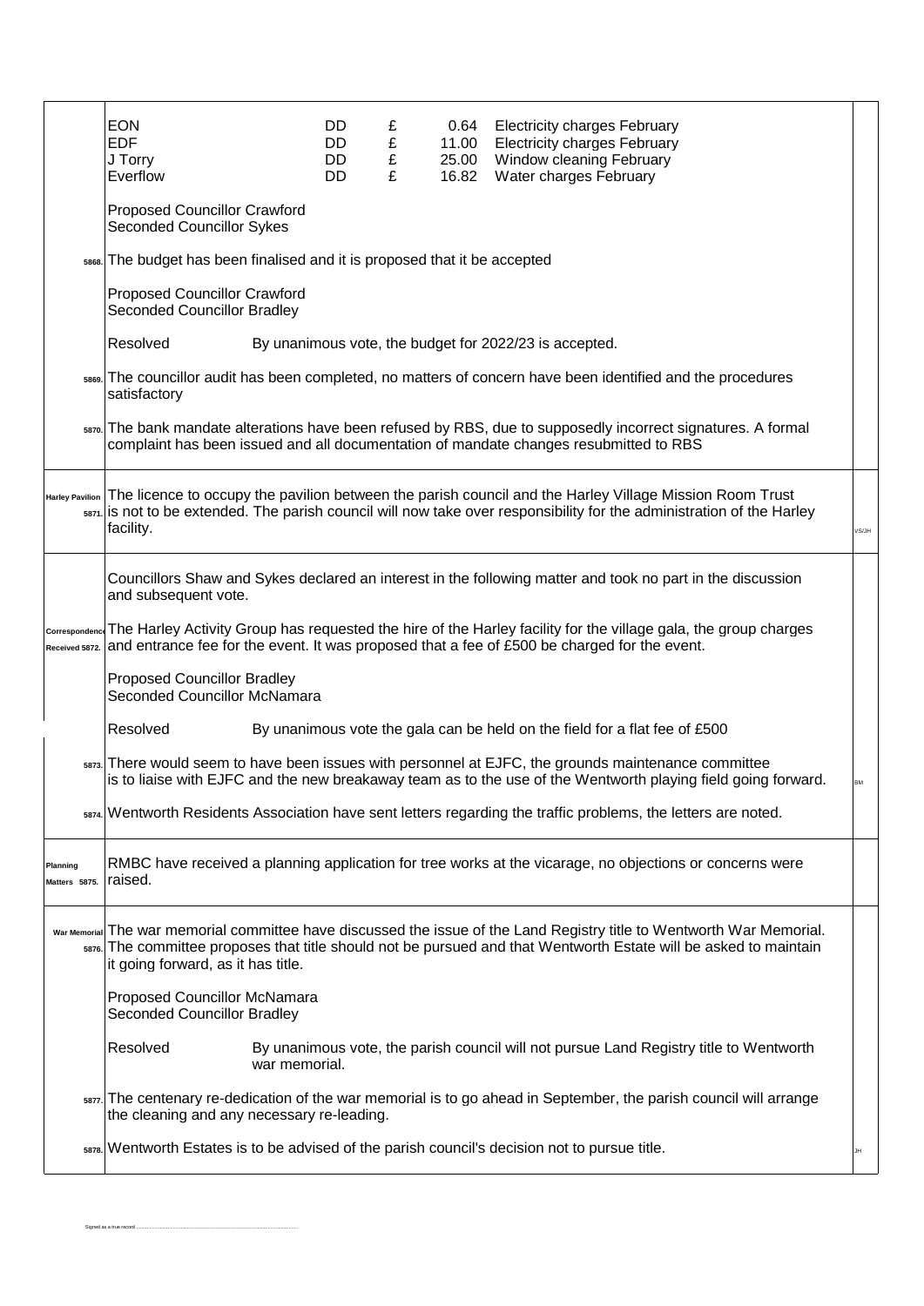| | | | | |
|---|---|---|---|---|
| EON | DD | £ | 0.64 | Electricity charges February |
| EDF | DD | £ | 11.00 | Electricity charges February |
| J Torry | DD | £ | 25.00 | Window cleaning February |
| Everflow | DD | £ | 16.82 | Water charges February |

Proposed Councillor Crawford
Seconded Councillor Sykes

5868. The budget has been finalised and it is proposed that it be accepted

Proposed Councillor Crawford
Seconded Councillor Bradley

Resolved — By unanimous vote, the budget for 2022/23 is accepted.

5869. The councillor audit has been completed, no matters of concern have been identified and the procedures satisfactory

5870. The bank mandate alterations have been refused by RBS, due to supposedly incorrect signatures. A formal complaint has been issued and all documentation of mandate changes resubmitted to RBS

**Harley Pavilion**

5871. The licence to occupy the pavilion between the parish council and the Harley Village Mission Room Trust is not to be extended. The parish council will now take over responsibility for the administration of the Harley facility. — VS/JH

Councillors Shaw and Sykes declared an interest in the following matter and took no part in the discussion and subsequent vote.

**Correspondence Received**

5872. The Harley Activity Group has requested the hire of the Harley facility for the village gala, the group charges and entrance fee for the event. It was proposed that a fee of £500 be charged for the event.

Proposed Councillor Bradley
Seconded Councillor McNamara

Resolved — By unanimous vote the gala can be held on the field for a flat fee of £500

5873. There would seem to have been issues with personnel at EJFC, the grounds maintenance committee is to liaise with EJFC and the new breakaway team as to the use of the Wentworth playing field going forward. — BM

5874. Wentworth Residents Association have sent letters regarding the traffic problems, the letters are noted.

**Planning Matters**

5875. RMBC have received a planning application for tree works at the vicarage, no objections or concerns were raised.

**War Memorial**

5876. The war memorial committee have discussed the issue of the Land Registry title to Wentworth War Memorial. The committee proposes that title should not be pursued and that Wentworth Estate will be asked to maintain it going forward, as it has title.

Proposed Councillor McNamara
Seconded Councillor Bradley

Resolved — By unanimous vote, the parish council will not pursue Land Registry title to Wentworth war memorial.

5877. The centenary re-dedication of the war memorial is to go ahead in September, the parish council will arrange the cleaning and any necessary re-leading.

5878. Wentworth Estates is to be advised of the parish council's decision not to pursue title. — JH

Signed as a true record ..............................................................................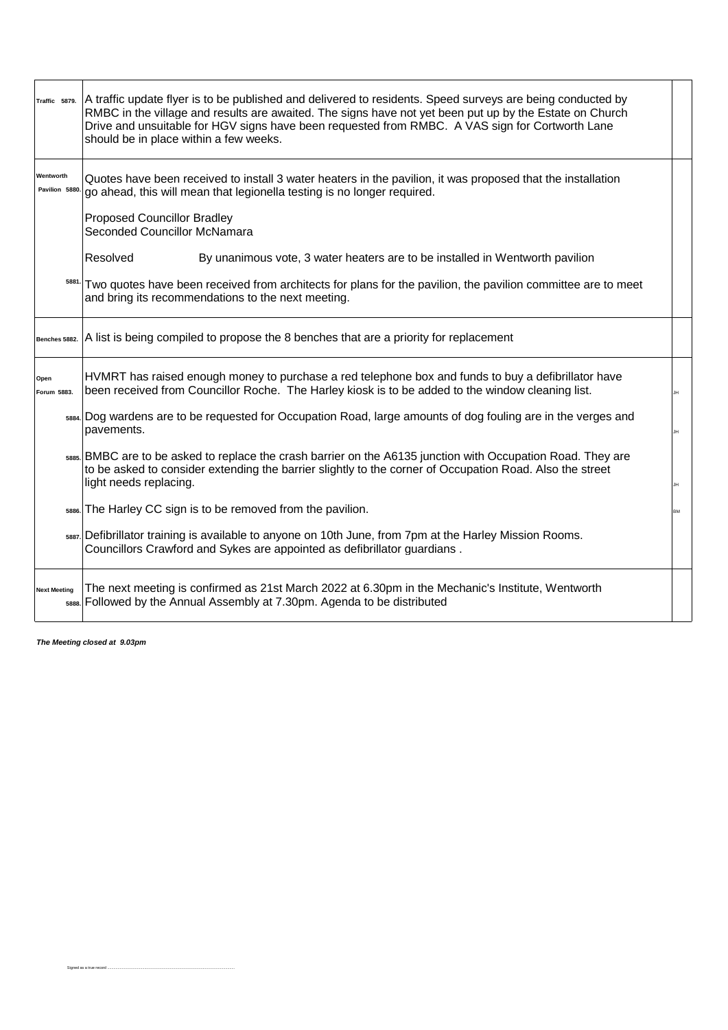| | | |
|---|---|---|
| Traffic 5879. | A traffic update flyer is to be published and delivered to residents. Speed surveys are being conducted by RMBC in the village and results are awaited. The signs have not yet been put up by the Estate on Church Drive and unsuitable for HGV signs have been requested from RMBC. A VAS sign for Cortworth Lane should be in place within a few weeks. | |
| Wentworth Pavilion 5880. | Quotes have been received to install 3 water heaters in the pavilion, it was proposed that the installation go ahead, this will mean that legionella testing is no longer required.<br><br>Proposed Councillor Bradley<br>Seconded Councillor McNamara<br><br>Resolved By unanimous vote, 3 water heaters are to be installed in Wentworth pavilion | |
| 5881. | Two quotes have been received from architects for plans for the pavilion, the pavilion committee are to meet and bring its recommendations to the next meeting. | |
| Benches 5882. | A list is being compiled to propose the 8 benches that are a priority for replacement | |
| Open Forum 5883. | HVMRT has raised enough money to purchase a red telephone box and funds to buy a defibrillator have been received from Councillor Roche. The Harley kiosk is to be added to the window cleaning list. | JH |
| 5884. | Dog wardens are to be requested for Occupation Road, large amounts of dog fouling are in the verges and pavements. | JH |
| 5885. | BMBC are to be asked to replace the crash barrier on the A6135 junction with Occupation Road. They are to be asked to consider extending the barrier slightly to the corner of Occupation Road. Also the street light needs replacing. | JH |
| 5886. | The Harley CC sign is to be removed from the pavilion. | BM |
| 5887. | Defibrillator training is available to anyone on 10th June, from 7pm at the Harley Mission Rooms. Councillors Crawford and Sykes are appointed as defibrillator guardians . | |
| Next Meeting 5888. | The next meeting is confirmed as 21st March 2022 at 6.30pm in the Mechanic's Institute, Wentworth Followed by the Annual Assembly at 7.30pm. Agenda to be distributed | |

***The Meeting closed at 9.03pm***

Signed as a true record ..............................................................................